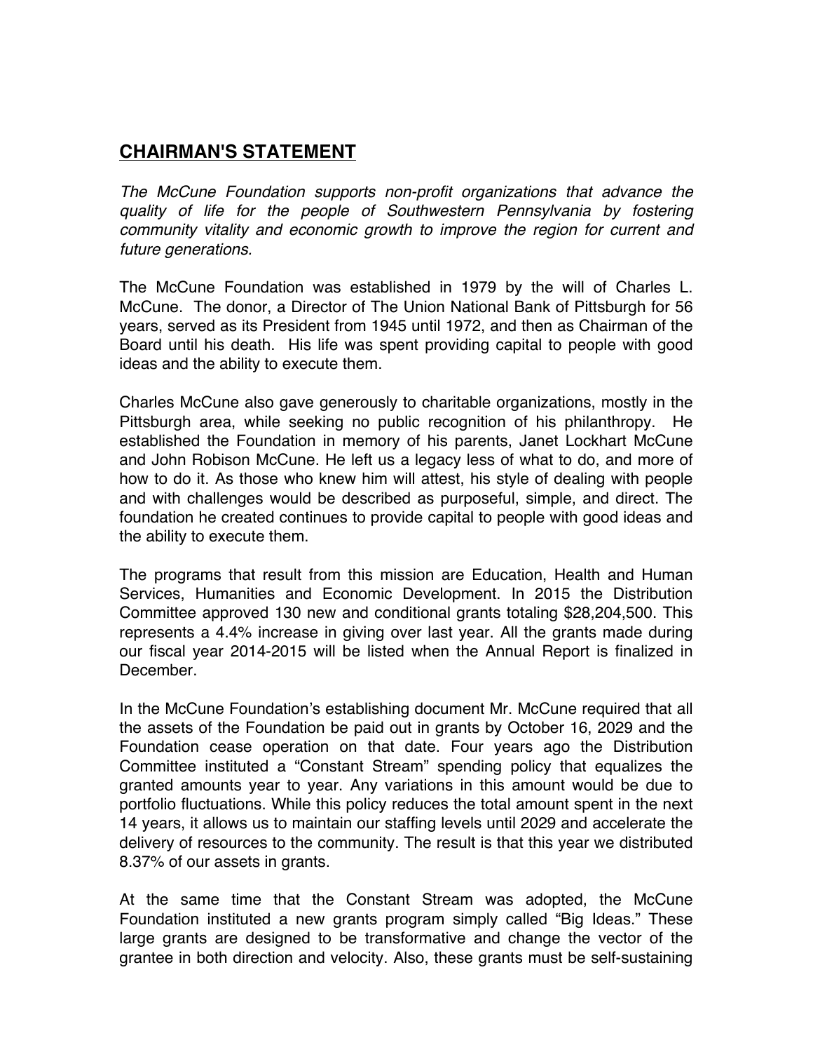## CHAIRMAN'S STATEMENT

*The McCune Foundation supports non-profit organizations that advance the quality of life for the people of Southwestern Pennsylvania by fostering community vitality and economic growth to improve the region for current and future generations.*

The McCune Foundation was established in 1979 by the will of Charles L. McCune. The donor, a Director of The Union National Bank of Pittsburgh for 56 years, served as its President from 1945 until 1972, and then as Chairman of the Board until his death. His life was spent providing capital to people with good ideas and the ability to execute them.

Charles McCune also gave generously to charitable organizations, mostly in the Pittsburgh area, while seeking no public recognition of his philanthropy. He established the Foundation in memory of his parents, Janet Lockhart McCune and John Robison McCune. He left us a legacy less of what to do, and more of how to do it. As those who knew him will attest, his style of dealing with people and with challenges would be described as purposeful, simple, and direct. The foundation he created continues to provide capital to people with good ideas and the ability to execute them.

The programs that result from this mission are Education, Health and Human Services, Humanities and Economic Development. In 2015 the Distribution Committee approved 130 new and conditional grants totaling $28,204,500. This represents a 4.4% increase in giving over last year. All the grants made during our fiscal year 2014-2015 will be listed when the Annual Report is finalized in December.

In the McCune Foundation's establishing document Mr. McCune required that all the assets of the Foundation be paid out in grants by October 16, 2029 and the Foundation cease operation on that date. Four years ago the Distribution Committee instituted a "Constant Stream" spending policy that equalizes the granted amounts year to year. Any variations in this amount would be due to portfolio fluctuations. While this policy reduces the total amount spent in the next 14 years, it allows us to maintain our staffing levels until 2029 and accelerate the delivery of resources to the community. The result is that this year we distributed 8.37% of our assets in grants.

At the same time that the Constant Stream was adopted, the McCune Foundation instituted a new grants program simply called "Big Ideas." These large grants are designed to be transformative and change the vector of the grantee in both direction and velocity. Also, these grants must be self-sustaining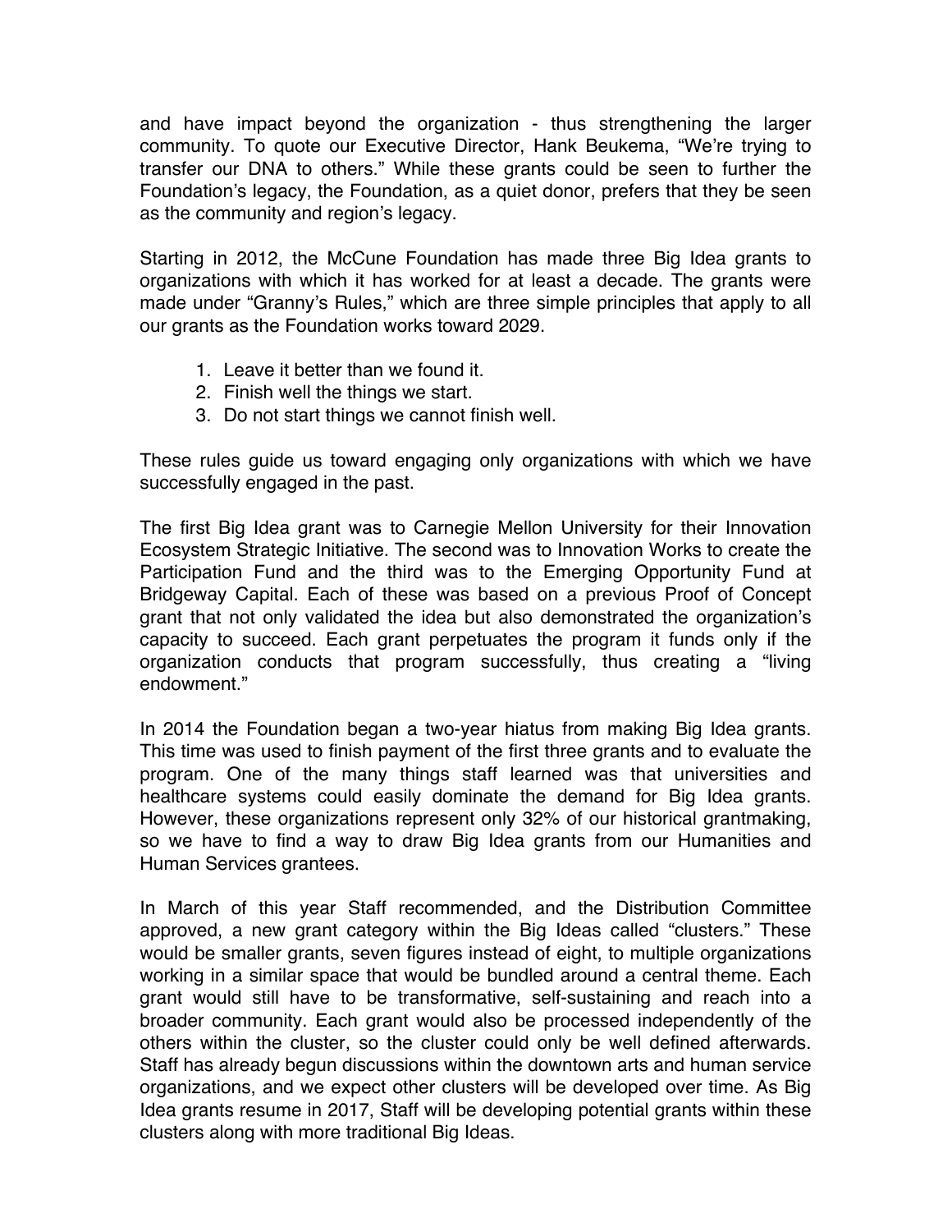and have impact beyond the organization - thus strengthening the larger community. To quote our Executive Director, Hank Beukema, "We're trying to transfer our DNA to others." While these grants could be seen to further the Foundation's legacy, the Foundation, as a quiet donor, prefers that they be seen as the community and region's legacy.

Starting in 2012, the McCune Foundation has made three Big Idea grants to organizations with which it has worked for at least a decade. The grants were made under "Granny's Rules," which are three simple principles that apply to all our grants as the Foundation works toward 2029.

1. Leave it better than we found it.
2. Finish well the things we start.
3. Do not start things we cannot finish well.

These rules guide us toward engaging only organizations with which we have successfully engaged in the past.

The first Big Idea grant was to Carnegie Mellon University for their Innovation Ecosystem Strategic Initiative. The second was to Innovation Works to create the Participation Fund and the third was to the Emerging Opportunity Fund at Bridgeway Capital. Each of these was based on a previous Proof of Concept grant that not only validated the idea but also demonstrated the organization's capacity to succeed. Each grant perpetuates the program it funds only if the organization conducts that program successfully, thus creating a "living endowment."

In 2014 the Foundation began a two-year hiatus from making Big Idea grants. This time was used to finish payment of the first three grants and to evaluate the program. One of the many things staff learned was that universities and healthcare systems could easily dominate the demand for Big Idea grants. However, these organizations represent only 32% of our historical grantmaking, so we have to find a way to draw Big Idea grants from our Humanities and Human Services grantees.

In March of this year Staff recommended, and the Distribution Committee approved, a new grant category within the Big Ideas called "clusters." These would be smaller grants, seven figures instead of eight, to multiple organizations working in a similar space that would be bundled around a central theme. Each grant would still have to be transformative, self-sustaining and reach into a broader community. Each grant would also be processed independently of the others within the cluster, so the cluster could only be well defined afterwards. Staff has already begun discussions within the downtown arts and human service organizations, and we expect other clusters will be developed over time. As Big Idea grants resume in 2017, Staff will be developing potential grants within these clusters along with more traditional Big Ideas.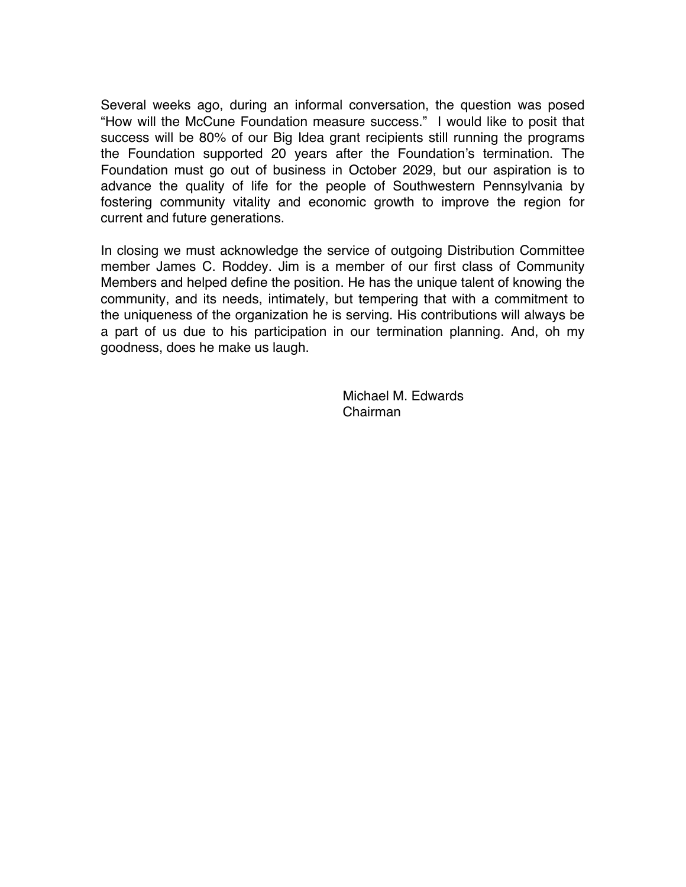Several weeks ago, during an informal conversation, the question was posed "How will the McCune Foundation measure success." I would like to posit that success will be 80% of our Big Idea grant recipients still running the programs the Foundation supported 20 years after the Foundation's termination. The Foundation must go out of business in October 2029, but our aspiration is to advance the quality of life for the people of Southwestern Pennsylvania by fostering community vitality and economic growth to improve the region for current and future generations.

In closing we must acknowledge the service of outgoing Distribution Committee member James C. Roddey. Jim is a member of our first class of Community Members and helped define the position. He has the unique talent of knowing the community, and its needs, intimately, but tempering that with a commitment to the uniqueness of the organization he is serving. His contributions will always be a part of us due to his participation in our termination planning. And, oh my goodness, does he make us laugh.

Michael M. Edwards
Chairman